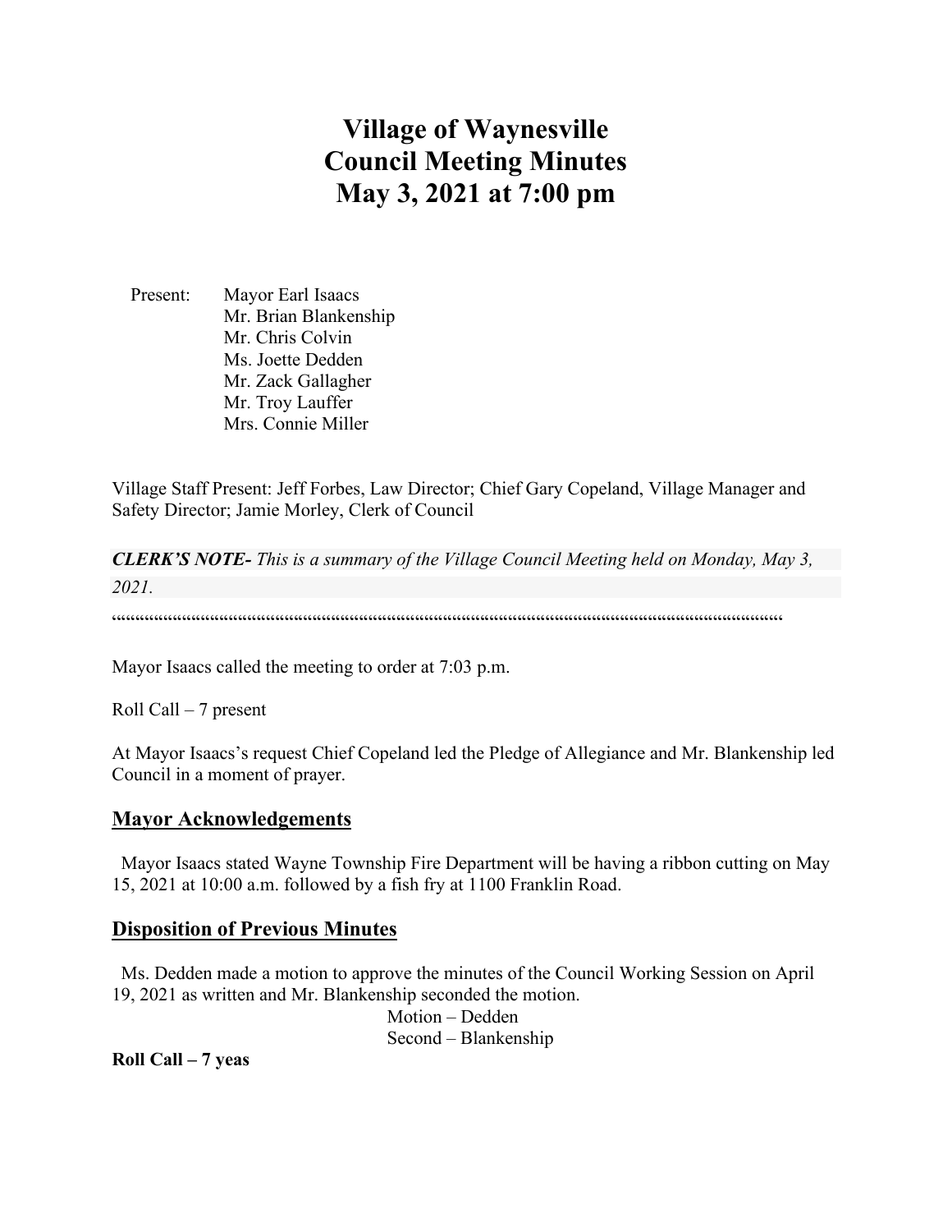# Village of Waynesville
# Council Meeting Minutes
# May 3, 2021 at 7:00 pm

Present: Mayor Earl Isaacs
Mr. Brian Blankenship
Mr. Chris Colvin
Ms. Joette Dedden
Mr. Zack Gallagher
Mr. Troy Lauffer
Mrs. Connie Miller

Village Staff Present: Jeff Forbes, Law Director; Chief Gary Copeland, Village Manager and Safety Director; Jamie Morley, Clerk of Council

***CLERK'S NOTE-*** *This is a summary of the Village Council Meeting held on Monday, May 3, 2021.*

""""""""""""""""""""""""""""""""""""""""""""""""""""""""""""""""""""""""""""""""""""""""""""""""""""""""""""""""""""""""""""""""""

Mayor Isaacs called the meeting to order at 7:03 p.m.

Roll Call – 7 present

At Mayor Isaacs's request Chief Copeland led the Pledge of Allegiance and Mr. Blankenship led Council in a moment of prayer.

## Mayor Acknowledgements

Mayor Isaacs stated Wayne Township Fire Department will be having a ribbon cutting on May 15, 2021 at 10:00 a.m. followed by a fish fry at 1100 Franklin Road.

## Disposition of Previous Minutes

Ms. Dedden made a motion to approve the minutes of the Council Working Session on April 19, 2021 as written and Mr. Blankenship seconded the motion.

Motion – Dedden
Second – Blankenship

**Roll Call – 7 yeas**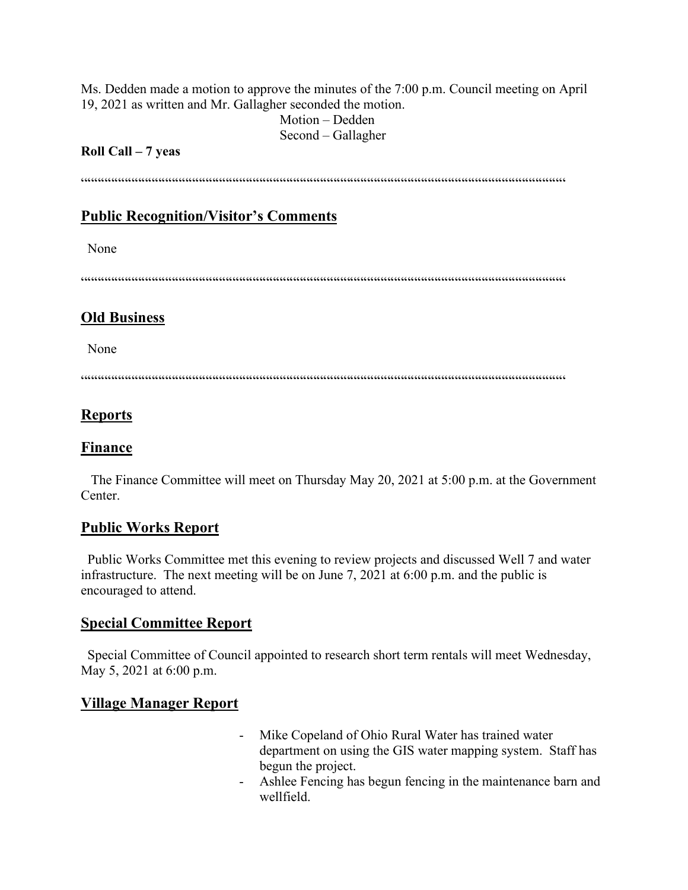Ms. Dedden made a motion to approve the minutes of the 7:00 p.m. Council meeting on April 19, 2021 as written and Mr. Gallagher seconded the motion.

Motion – Dedden
Second – Gallagher

**Roll Call – 7 yeas**

““““““““““““““““““““““““““““““““““““““““““““““““““““““““““““““““““““““““““““

## Public Recognition/Visitor's Comments

None

““““““““““““““““““““““““““““““““““““““““““““““““““““““““““““““““““““““““““““

## Old Business

None

““““““““““““““““““““““““““““““““““““““““““““““““““““““““““““““““““““““““““““

## Reports

## Finance

The Finance Committee will meet on Thursday May 20, 2021 at 5:00 p.m. at the Government Center.

## Public Works Report

Public Works Committee met this evening to review projects and discussed Well 7 and water infrastructure. The next meeting will be on June 7, 2021 at 6:00 p.m. and the public is encouraged to attend.

## Special Committee Report

Special Committee of Council appointed to research short term rentals will meet Wednesday, May 5, 2021 at 6:00 p.m.

## Village Manager Report

- Mike Copeland of Ohio Rural Water has trained water department on using the GIS water mapping system. Staff has begun the project.
- Ashlee Fencing has begun fencing in the maintenance barn and wellfield.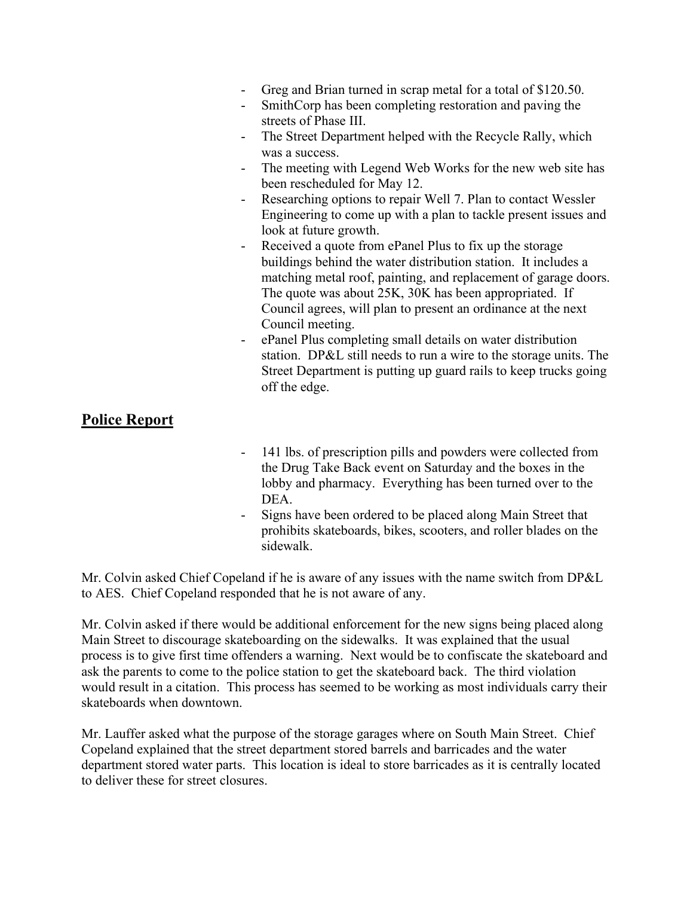- Greg and Brian turned in scrap metal for a total of $120.50.
- SmithCorp has been completing restoration and paving the streets of Phase III.
- The Street Department helped with the Recycle Rally, which was a success.
- The meeting with Legend Web Works for the new web site has been rescheduled for May 12.
- Researching options to repair Well 7. Plan to contact Wessler Engineering to come up with a plan to tackle present issues and look at future growth.
- Received a quote from ePanel Plus to fix up the storage buildings behind the water distribution station. It includes a matching metal roof, painting, and replacement of garage doors. The quote was about 25K, 30K has been appropriated. If Council agrees, will plan to present an ordinance at the next Council meeting.
- ePanel Plus completing small details on water distribution station. DP&L still needs to run a wire to the storage units. The Street Department is putting up guard rails to keep trucks going off the edge.

## Police Report

- 141 lbs. of prescription pills and powders were collected from the Drug Take Back event on Saturday and the boxes in the lobby and pharmacy. Everything has been turned over to the DEA.
- Signs have been ordered to be placed along Main Street that prohibits skateboards, bikes, scooters, and roller blades on the sidewalk.

Mr. Colvin asked Chief Copeland if he is aware of any issues with the name switch from DP&L to AES. Chief Copeland responded that he is not aware of any.

Mr. Colvin asked if there would be additional enforcement for the new signs being placed along Main Street to discourage skateboarding on the sidewalks. It was explained that the usual process is to give first time offenders a warning. Next would be to confiscate the skateboard and ask the parents to come to the police station to get the skateboard back. The third violation would result in a citation. This process has seemed to be working as most individuals carry their skateboards when downtown.

Mr. Lauffer asked what the purpose of the storage garages where on South Main Street. Chief Copeland explained that the street department stored barrels and barricades and the water department stored water parts. This location is ideal to store barricades as it is centrally located to deliver these for street closures.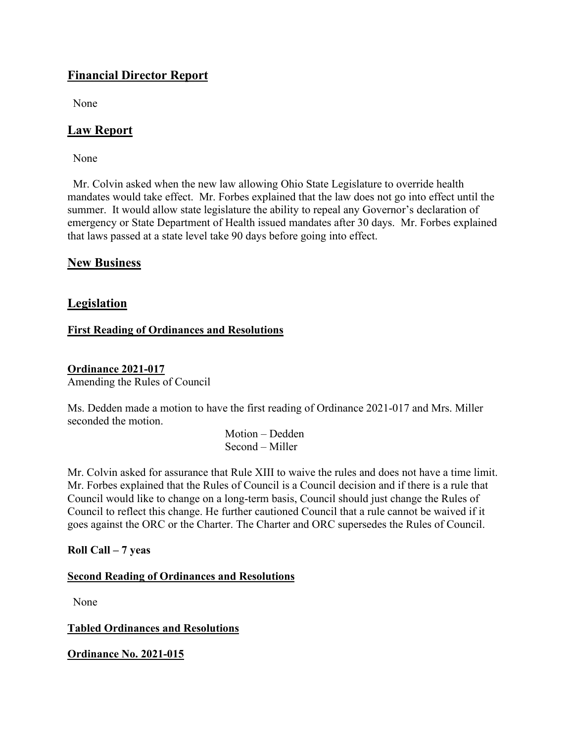## Financial Director Report

None

## Law Report

None

Mr. Colvin asked when the new law allowing Ohio State Legislature to override health mandates would take effect. Mr. Forbes explained that the law does not go into effect until the summer. It would allow state legislature the ability to repeal any Governor's declaration of emergency or State Department of Health issued mandates after 30 days. Mr. Forbes explained that laws passed at a state level take 90 days before going into effect.

## New Business

## Legislation

### First Reading of Ordinances and Resolutions

**Ordinance 2021-017**

Amending the Rules of Council

Ms. Dedden made a motion to have the first reading of Ordinance 2021-017 and Mrs. Miller seconded the motion.

Motion – Dedden
Second – Miller

Mr. Colvin asked for assurance that Rule XIII to waive the rules and does not have a time limit. Mr. Forbes explained that the Rules of Council is a Council decision and if there is a rule that Council would like to change on a long-term basis, Council should just change the Rules of Council to reflect this change. He further cautioned Council that a rule cannot be waived if it goes against the ORC or the Charter. The Charter and ORC supersedes the Rules of Council.

**Roll Call – 7 yeas**

### Second Reading of Ordinances and Resolutions

None

### Tabled Ordinances and Resolutions

**Ordinance No. 2021-015**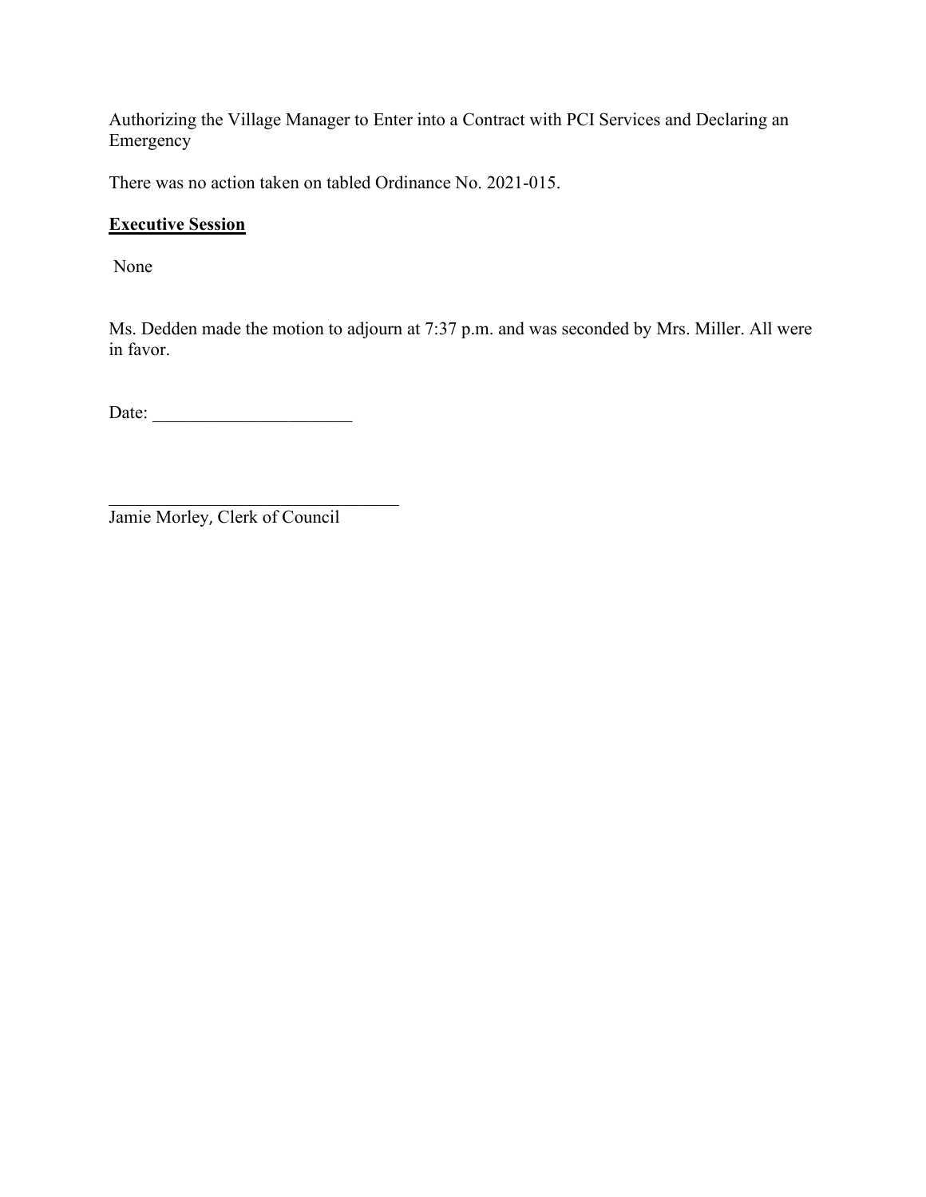Authorizing the Village Manager to Enter into a Contract with PCI Services and Declaring an Emergency

There was no action taken on tabled Ordinance No. 2021-015.

**Executive Session**

None

Ms. Dedden made the motion to adjourn at 7:37 p.m. and was seconded by Mrs. Miller. All were in favor.

Date: ______________________

_________________________________
Jamie Morley, Clerk of Council